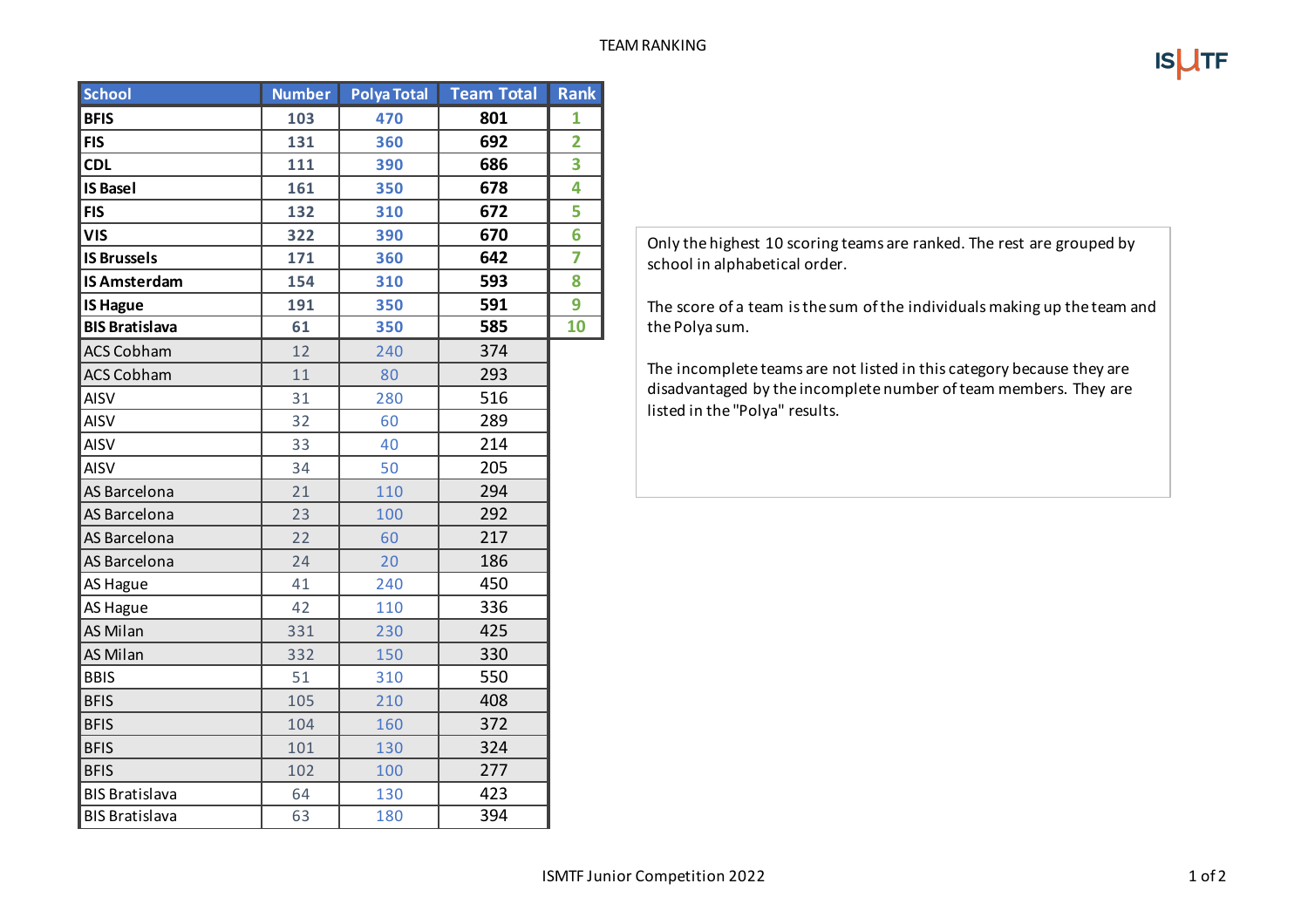# TEAM RANKING

| School | Number | Polya Total | Team Total | Rank |
|---|---|---|---|---|
| **BFIS** | 103 | 470 | 801 | 1 |
| **FIS** | 131 | 360 | 692 | 2 |
| **CDL** | 111 | 390 | 686 | 3 |
| **IS Basel** | 161 | 350 | 678 | 4 |
| **FIS** | 132 | 310 | 672 | 5 |
| **VIS** | 322 | 390 | 670 | 6 |
| **IS Brussels** | 171 | 360 | 642 | 7 |
| **IS Amsterdam** | 154 | 310 | 593 | 8 |
| **IS Hague** | 191 | 350 | 591 | 9 |
| **BIS Bratislava** | 61 | 350 | 585 | 10 |
| ACS Cobham | 12 | 240 | 374 | |
| ACS Cobham | 11 | 80 | 293 | |
| AISV | 31 | 280 | 516 | |
| AISV | 32 | 60 | 289 | |
| AISV | 33 | 40 | 214 | |
| AISV | 34 | 50 | 205 | |
| AS Barcelona | 21 | 110 | 294 | |
| AS Barcelona | 23 | 100 | 292 | |
| AS Barcelona | 22 | 60 | 217 | |
| AS Barcelona | 24 | 20 | 186 | |
| AS Hague | 41 | 240 | 450 | |
| AS Hague | 42 | 110 | 336 | |
| AS Milan | 331 | 230 | 425 | |
| AS Milan | 332 | 150 | 330 | |
| BBIS | 51 | 310 | 550 | |
| BFIS | 105 | 210 | 408 | |
| BFIS | 104 | 160 | 372 | |
| BFIS | 101 | 130 | 324 | |
| BFIS | 102 | 100 | 277 | |
| BIS Bratislava | 64 | 130 | 423 | |
| BIS Bratislava | 63 | 180 | 394 | |

Only the highest 10 scoring teams are ranked. The rest are grouped by school in alphabetical order.

The score of a team is the sum of the individuals making up the team and the Polya sum.

The incomplete teams are not listed in this category because they are disadvantaged by the incomplete number of team members. They are listed in the "Polya" results.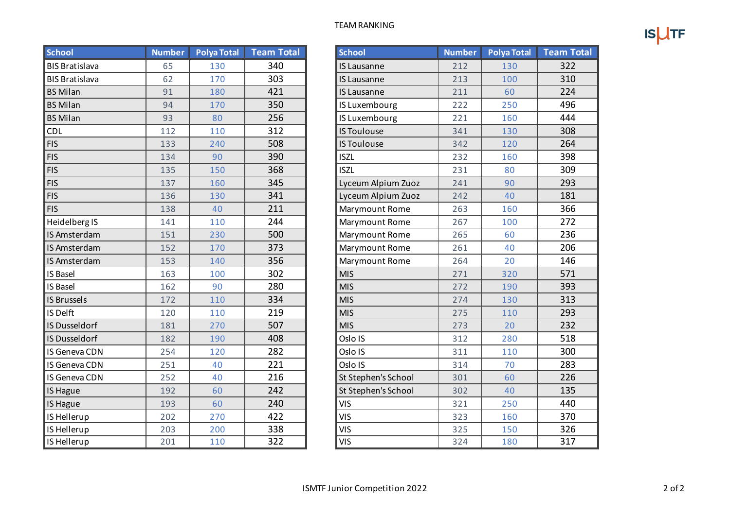TEAM RANKING

| School | Number | Polya Total | Team Total |
|---|---|---|---|
| BIS Bratislava | 65 | 130 | 340 |
| BIS Bratislava | 62 | 170 | 303 |
| BS Milan | 91 | 180 | 421 |
| BS Milan | 94 | 170 | 350 |
| BS Milan | 93 | 80 | 256 |
| CDL | 112 | 110 | 312 |
| FIS | 133 | 240 | 508 |
| FIS | 134 | 90 | 390 |
| FIS | 135 | 150 | 368 |
| FIS | 137 | 160 | 345 |
| FIS | 136 | 130 | 341 |
| FIS | 138 | 40 | 211 |
| Heidelberg IS | 141 | 110 | 244 |
| IS Amsterdam | 151 | 230 | 500 |
| IS Amsterdam | 152 | 170 | 373 |
| IS Amsterdam | 153 | 140 | 356 |
| IS Basel | 163 | 100 | 302 |
| IS Basel | 162 | 90 | 280 |
| IS Brussels | 172 | 110 | 334 |
| IS Delft | 120 | 110 | 219 |
| IS Dusseldorf | 181 | 270 | 507 |
| IS Dusseldorf | 182 | 190 | 408 |
| IS Geneva CDN | 254 | 120 | 282 |
| IS Geneva CDN | 251 | 40 | 221 |
| IS Geneva CDN | 252 | 40 | 216 |
| IS Hague | 192 | 60 | 242 |
| IS Hague | 193 | 60 | 240 |
| IS Hellerup | 202 | 270 | 422 |
| IS Hellerup | 203 | 200 | 338 |
| IS Hellerup | 201 | 110 | 322 |

| School | Number | Polya Total | Team Total |
|---|---|---|---|
| IS Lausanne | 212 | 130 | 322 |
| IS Lausanne | 213 | 100 | 310 |
| IS Lausanne | 211 | 60 | 224 |
| IS Luxembourg | 222 | 250 | 496 |
| IS Luxembourg | 221 | 160 | 444 |
| IS Toulouse | 341 | 130 | 308 |
| IS Toulouse | 342 | 120 | 264 |
| ISZL | 232 | 160 | 398 |
| ISZL | 231 | 80 | 309 |
| Lyceum Alpium Zuoz | 241 | 90 | 293 |
| Lyceum Alpium Zuoz | 242 | 40 | 181 |
| Marymount Rome | 263 | 160 | 366 |
| Marymount Rome | 267 | 100 | 272 |
| Marymount Rome | 265 | 60 | 236 |
| Marymount Rome | 261 | 40 | 206 |
| Marymount Rome | 264 | 20 | 146 |
| MIS | 271 | 320 | 571 |
| MIS | 272 | 190 | 393 |
| MIS | 274 | 130 | 313 |
| MIS | 275 | 110 | 293 |
| MIS | 273 | 20 | 232 |
| Oslo IS | 312 | 280 | 518 |
| Oslo IS | 311 | 110 | 300 |
| Oslo IS | 314 | 70 | 283 |
| St Stephen's School | 301 | 60 | 226 |
| St Stephen's School | 302 | 40 | 135 |
| VIS | 321 | 250 | 440 |
| VIS | 323 | 160 | 370 |
| VIS | 325 | 150 | 326 |
| VIS | 324 | 180 | 317 |